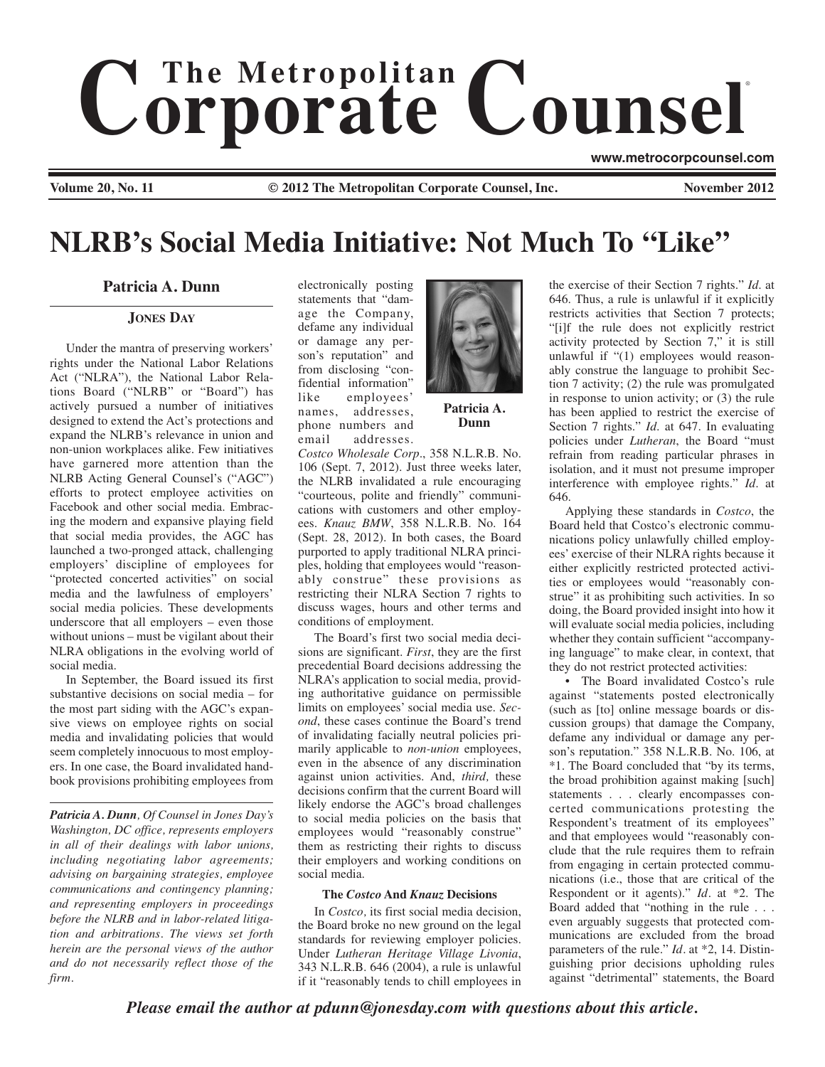# The Metropolitan Corporate Counsel

www.metrocorpcounsel.com

Volume 20, No. 11 © 2012 The Metropolitan Corporate Counsel, Inc. November 2012

# NLRB's Social Media Initiative: Not Much To "Like"

**Patricia A. Dunn**

**JONES DAY**

Under the mantra of preserving workers' rights under the National Labor Relations Act ("NLRA"), the National Labor Relations Board ("NLRB" or "Board") has actively pursued a number of initiatives designed to extend the Act's protections and expand the NLRB's relevance in union and non-union workplaces alike. Few initiatives have garnered more attention than the NLRB Acting General Counsel's ("AGC") efforts to protect employee activities on Facebook and other social media. Embracing the modern and expansive playing field that social media provides, the AGC has launched a two-pronged attack, challenging employers' discipline of employees for "protected concerted activities" on social media and the lawfulness of employers' social media policies. These developments underscore that all employers – even those without unions – must be vigilant about their NLRA obligations in the evolving world of social media.

In September, the Board issued its first substantive decisions on social media – for the most part siding with the AGC's expansive views on employee rights on social media and invalidating policies that would seem completely innocuous to most employers. In one case, the Board invalidated handbook provisions prohibiting employees from electronically posting statements that "damage the Company, defame any individual or damage any person's reputation" and from disclosing "confidential information" like employees' names, addresses, phone numbers and email addresses. *Costco Wholesale Corp*., 358 N.L.R.B. No. 106 (Sept. 7, 2012). Just three weeks later, the NLRB invalidated a rule encouraging "courteous, polite and friendly" communications with customers and other employees. *Knauz BMW*, 358 N.L.R.B. No. 164 (Sept. 28, 2012). In both cases, the Board purported to apply traditional NLRA principles, holding that employees would "reasonably construe" these provisions as restricting their NLRA Section 7 rights to discuss wages, hours and other terms and conditions of employment.

Patricia A. Dunn

*Patricia A. Dunn, Of Counsel in Jones Day's Washington, DC office, represents employers in all of their dealings with labor unions, including negotiating labor agreements; advising on bargaining strategies, employee communications and contingency planning; and representing employers in proceedings before the NLRB and in labor-related litigation and arbitrations. The views set forth herein are the personal views of the author and do not necessarily reflect those of the firm.*

The Board's first two social media decisions are significant. *First*, they are the first precedential Board decisions addressing the NLRA's application to social media, providing authoritative guidance on permissible limits on employees' social media use. *Second*, these cases continue the Board's trend of invalidating facially neutral policies primarily applicable to *non-union* employees, even in the absence of any discrimination against union activities. And, *third,* these decisions confirm that the current Board will likely endorse the AGC's broad challenges to social media policies on the basis that employees would "reasonably construe" them as restricting their rights to discuss their employers and working conditions on social media.

### The *Costco* And *Knauz* Decisions

In *Costco,* its first social media decision, the Board broke no new ground on the legal standards for reviewing employer policies. Under *Lutheran Heritage Village Livonia*, 343 N.L.R.B. 646 (2004), a rule is unlawful if it "reasonably tends to chill employees in the exercise of their Section 7 rights." *Id*. at 646. Thus, a rule is unlawful if it explicitly restricts activities that Section 7 protects; "[i]f the rule does not explicitly restrict activity protected by Section 7," it is still unlawful if "(1) employees would reasonably construe the language to prohibit Section 7 activity; (2) the rule was promulgated in response to union activity; or (3) the rule has been applied to restrict the exercise of Section 7 rights." *Id*. at 647. In evaluating policies under *Lutheran*, the Board "must refrain from reading particular phrases in isolation, and it must not presume improper interference with employee rights." *Id*. at 646.

Applying these standards in *Costco*, the Board held that Costco's electronic communications policy unlawfully chilled employees' exercise of their NLRA rights because it either explicitly restricted protected activities or employees would "reasonably construe" it as prohibiting such activities. In so doing, the Board provided insight into how it will evaluate social media policies, including whether they contain sufficient "accompanying language" to make clear, in context, that they do not restrict protected activities:

- The Board invalidated Costco's rule against "statements posted electronically (such as [to] online message boards or discussion groups) that damage the Company, defame any individual or damage any person's reputation." 358 N.L.R.B. No. 106, at *1. The Board concluded that "by its terms, the broad prohibition against making [such] statements . . . clearly encompasses concerted communications protesting the Respondent's treatment of its employees" and that employees would "reasonably conclude that the rule requires them to refrain from engaging in certain protected communications (i.e., those that are critical of the Respondent or it agents)." *Id*. at *2. The Board added that "nothing in the rule . . . even arguably suggests that protected communications are excluded from the broad parameters of the rule." *Id*. at *2, 14. Distinguishing prior decisions upholding rules against "detrimental" statements, the Board

***Please email the author at pdunn@jonesday.com with questions about this article.***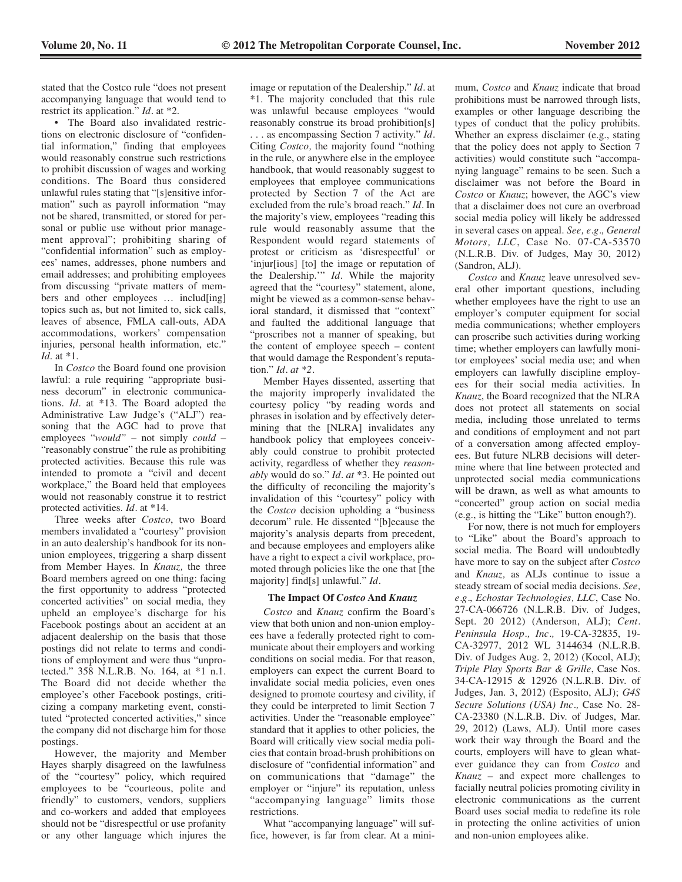stated that the Costco rule "does not present accompanying language that would tend to restrict its application." *Id.* at *2.

- The Board also invalidated restrictions on electronic disclosure of "confidential information," finding that employees would reasonably construe such restrictions to prohibit discussion of wages and working conditions. The Board thus considered unlawful rules stating that "[s]ensitive information" such as payroll information "may not be shared, transmitted, or stored for personal or public use without prior management approval"; prohibiting sharing of "confidential information" such as employees' names, addresses, phone numbers and email addresses; and prohibiting employees from discussing "private matters of members and other employees … includ[ing] topics such as, but not limited to, sick calls, leaves of absence, FMLA call-outs, ADA accommodations, workers' compensation injuries, personal health information, etc." *Id.* at *1.

In *Costco* the Board found one provision lawful: a rule requiring "appropriate business decorum" in electronic communications. *Id.* at *13. The Board adopted the Administrative Law Judge's ("ALJ") reasoning that the AGC had to prove that employees "*would*" – not simply *could* – "reasonably construe" the rule as prohibiting protected activities. Because this rule was intended to promote a "civil and decent workplace," the Board held that employees would not reasonably construe it to restrict protected activities. *Id.* at *14.

Three weeks after *Costco*, two Board members invalidated a "courtesy" provision in an auto dealership's handbook for its nonunion employees, triggering a sharp dissent from Member Hayes. In *Knauz,* the three Board members agreed on one thing: facing the first opportunity to address "protected concerted activities" on social media, they upheld an employee's discharge for his Facebook postings about an accident at an adjacent dealership on the basis that those postings did not relate to terms and conditions of employment and were thus "unprotected." 358 N.L.R.B. No. 164, at *1 n.1. The Board did not decide whether the employee's other Facebook postings, criticizing a company marketing event, constituted "protected concerted activities," since the company did not discharge him for those postings.

However, the majority and Member Hayes sharply disagreed on the lawfulness of the "courtesy" policy, which required employees to be "courteous, polite and friendly" to customers, vendors, suppliers and co-workers and added that employees should not be "disrespectful or use profanity or any other language which injures the image or reputation of the Dealership." *Id.* at *1. The majority concluded that this rule was unlawful because employees "would reasonably construe its broad prohibition[s] . . . as encompassing Section 7 activity." *Id.* Citing *Costco,* the majority found "nothing in the rule, or anywhere else in the employee handbook, that would reasonably suggest to employees that employee communications protected by Section 7 of the Act are excluded from the rule's broad reach." *Id.* In the majority's view, employees "reading this rule would reasonably assume that the Respondent would regard statements of protest or criticism as 'disrespectful' or 'injur[ious] [to] the image or reputation of the Dealership.'" *Id.* While the majority agreed that the "courtesy" statement, alone, might be viewed as a common-sense behavioral standard, it dismissed that "context" and faulted the additional language that "proscribes not a manner of speaking, but the content of employee speech – content that would damage the Respondent's reputation." *Id. at *2.*

Member Hayes dissented, asserting that the majority improperly invalidated the courtesy policy "by reading words and phrases in isolation and by effectively determining that the [NLRA] invalidates any handbook policy that employees conceivably could construe to prohibit protected activity, regardless of whether they *reasonably* would do so." *Id. at* *3. He pointed out the difficulty of reconciling the majority's invalidation of this "courtesy" policy with the *Costco* decision upholding a "business decorum" rule. He dissented "[b]ecause the majority's analysis departs from precedent, and because employees and employers alike have a right to expect a civil workplace, promoted through policies like the one that [the majority] find[s] unlawful." *Id.*

### The Impact Of *Costco* And *Knauz*

*Costco* and *Knauz* confirm the Board's view that both union and non-union employees have a federally protected right to communicate about their employers and working conditions on social media. For that reason, employers can expect the current Board to invalidate social media policies, even ones designed to promote courtesy and civility, if they could be interpreted to limit Section 7 activities. Under the "reasonable employee" standard that it applies to other policies, the Board will critically view social media policies that contain broad-brush prohibitions on disclosure of "confidential information" and on communications that "damage" the employer or "injure" its reputation, unless "accompanying language" limits those restrictions.

What "accompanying language" will suffice, however, is far from clear. At a minimum, *Costco* and *Knauz* indicate that broad prohibitions must be narrowed through lists, examples or other language describing the types of conduct that the policy prohibits. Whether an express disclaimer (e.g., stating that the policy does not apply to Section 7 activities) would constitute such "accompanying language" remains to be seen. Such a disclaimer was not before the Board in *Costco* or *Knauz*; however, the AGC's view that a disclaimer does not cure an overbroad social media policy will likely be addressed in several cases on appeal. *See, e.g., General Motors, LLC*, Case No. 07-CA-53570 (N.L.R.B. Div. of Judges, May 30, 2012) (Sandron, ALJ).

*Costco* and *Knauz* leave unresolved several other important questions, including whether employees have the right to use an employer's computer equipment for social media communications; whether employers can proscribe such activities during working time; whether employers can lawfully monitor employees' social media use; and when employers can lawfully discipline employees for their social media activities. In *Knauz*, the Board recognized that the NLRA does not protect all statements on social media, including those unrelated to terms and conditions of employment and not part of a conversation among affected employees. But future NLRB decisions will determine where that line between protected and unprotected social media communications will be drawn, as well as what amounts to "concerted" group action on social media (e.g., is hitting the "Like" button enough?).

For now, there is not much for employers to "Like" about the Board's approach to social media. The Board will undoubtedly have more to say on the subject after *Costco* and *Knauz,* as ALJs continue to issue a steady stream of social media decisions. *See, e.g., Echostar Technologies, LLC*, Case No. 27-CA-066726 (N.L.R.B. Div. of Judges, Sept. 20 2012) (Anderson, ALJ); *Cent. Peninsula Hosp., Inc.,* 19-CA-32835, 19-CA-32977, 2012 WL 3144634 (N.L.R.B. Div. of Judges Aug. 2, 2012) (Kocol, ALJ); *Triple Play Sports Bar & Grille*, Case Nos. 34-CA-12915 & 12926 (N.L.R.B. Div. of Judges, Jan. 3, 2012) (Esposito, ALJ); *G4S Secure Solutions (USA) Inc.,* Case No. 28-CA-23380 (N.L.R.B. Div. of Judges, Mar. 29, 2012) (Laws, ALJ). Until more cases work their way through the Board and the courts, employers will have to glean whatever guidance they can from *Costco* and *Knauz* – and expect more challenges to facially neutral policies promoting civility in electronic communications as the current Board uses social media to redefine its role in protecting the online activities of union and non-union employees alike.